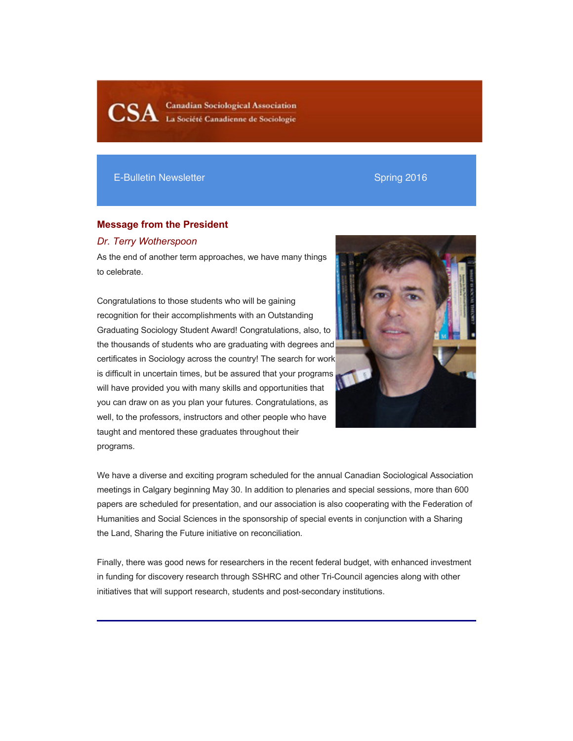CSA Canadian Sociological Association
La Société Canadienne de Sociologie

E-Bulletin Newsletter — Spring 2016

## Message from the President

*Dr. Terry Wotherspoon*

As the end of another term approaches, we have many things to celebrate.

Congratulations to those students who will be gaining recognition for their accomplishments with an Outstanding Graduating Sociology Student Award! Congratulations, also, to the thousands of students who are graduating with degrees and certificates in Sociology across the country! The search for work is difficult in uncertain times, but be assured that your programs will have provided you with many skills and opportunities that you can draw on as you plan your futures. Congratulations, as well, to the professors, instructors and other people who have taught and mentored these graduates throughout their programs.

We have a diverse and exciting program scheduled for the annual Canadian Sociological Association meetings in Calgary beginning May 30. In addition to plenaries and special sessions, more than 600 papers are scheduled for presentation, and our association is also cooperating with the Federation of Humanities and Social Sciences in the sponsorship of special events in conjunction with a Sharing the Land, Sharing the Future initiative on reconciliation.

Finally, there was good news for researchers in the recent federal budget, with enhanced investment in funding for discovery research through SSHRC and other Tri-Council agencies along with other initiatives that will support research, students and post-secondary institutions.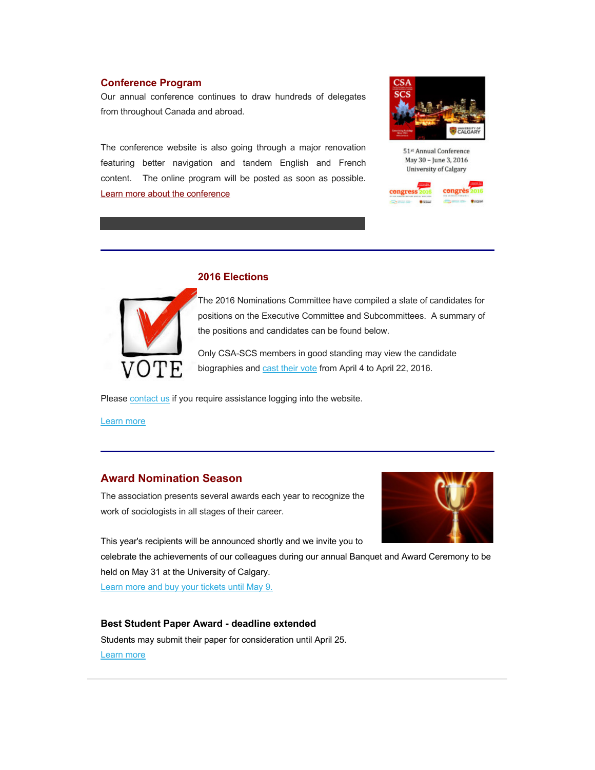## Conference Program

Our annual conference continues to draw hundreds of delegates from throughout Canada and abroad.

The conference website is also going through a major renovation featuring better navigation and tandem English and French content. The online program will be posted as soon as possible. Learn more about the conference

51st Annual Conference
May 30 – June 3, 2016
University of Calgary

---

## 2016 Elections

The 2016 Nominations Committee have compiled a slate of candidates for positions on the Executive Committee and Subcommittees. A summary of the positions and candidates can be found below.

Only CSA-SCS members in good standing may view the candidate biographies and cast their vote from April 4 to April 22, 2016.

Please contact us if you require assistance logging into the website.

Learn more

---

## Award Nomination Season

The association presents several awards each year to recognize the work of sociologists in all stages of their career.

This year's recipients will be announced shortly and we invite you to celebrate the achievements of our colleagues during our annual Banquet and Award Ceremony to be held on May 31 at the University of Calgary.
Learn more and buy your tickets until May 9.

### Best Student Paper Award - deadline extended

Students may submit their paper for consideration until April 25.
Learn more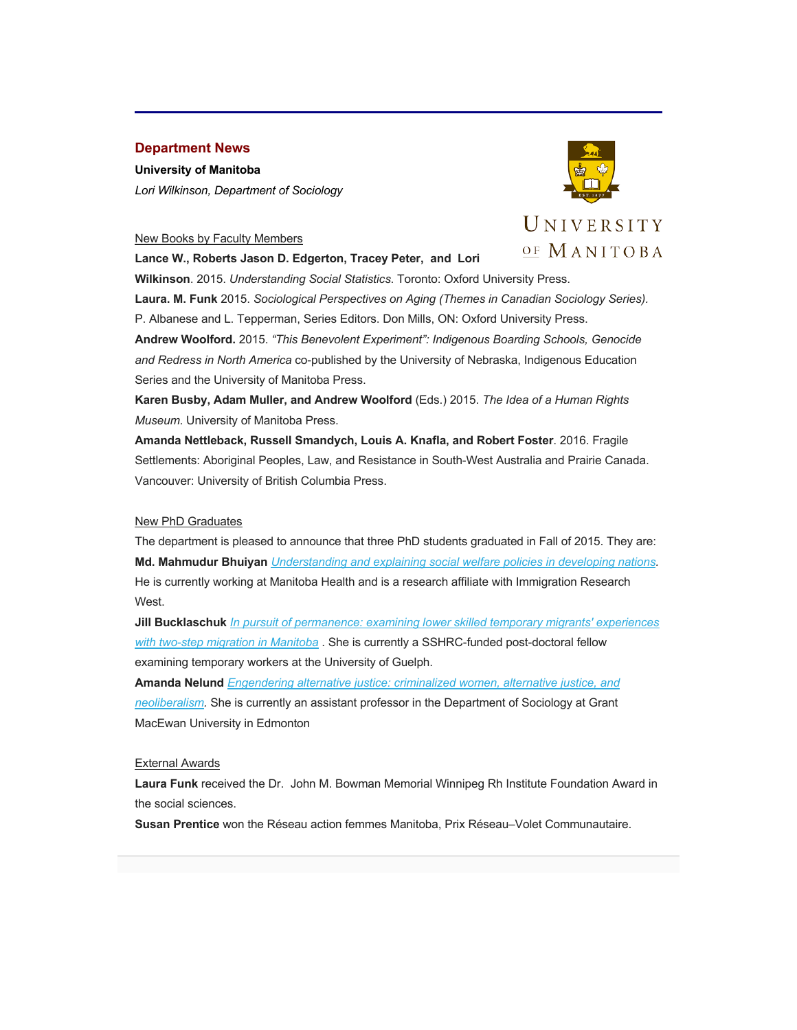## Department News

**University of Manitoba**

*Lori Wilkinson, Department of Sociology*

New Books by Faculty Members

**Lance W., Roberts Jason D. Edgerton, Tracey Peter, and Lori Wilkinson**. 2015. *Understanding Social Statistics.* Toronto: Oxford University Press.

**Laura. M. Funk** 2015. *Sociological Perspectives on Aging (Themes in Canadian Sociology Series).* P. Albanese and L. Tepperman, Series Editors. Don Mills, ON: Oxford University Press.

**Andrew Woolford.** 2015. *"This Benevolent Experiment": Indigenous Boarding Schools, Genocide and Redress in North America* co-published by the University of Nebraska, Indigenous Education Series and the University of Manitoba Press.

**Karen Busby, Adam Muller, and Andrew Woolford** (Eds.) 2015. *The Idea of a Human Rights Museum.* University of Manitoba Press.

**Amanda Nettleback, Russell Smandych, Louis A. Knafla, and Robert Foster**. 2016. Fragile Settlements: Aboriginal Peoples, Law, and Resistance in South-West Australia and Prairie Canada. Vancouver: University of British Columbia Press.

New PhD Graduates

The department is pleased to announce that three PhD students graduated in Fall of 2015. They are:

**Md. Mahmudur Bhuiyan** *Understanding and explaining social welfare policies in developing nations*. He is currently working at Manitoba Health and is a research affiliate with Immigration Research West.

**Jill Bucklaschuk** *In pursuit of permanence: examining lower skilled temporary migrants' experiences with two-step migration in Manitoba* . She is currently a SSHRC-funded post-doctoral fellow examining temporary workers at the University of Guelph.

**Amanda Nelund** *Engendering alternative justice: criminalized women, alternative justice, and neoliberalism*. She is currently an assistant professor in the Department of Sociology at Grant MacEwan University in Edmonton

External Awards

**Laura Funk** received the Dr. John M. Bowman Memorial Winnipeg Rh Institute Foundation Award in the social sciences.

**Susan Prentice** won the Réseau action femmes Manitoba, Prix Réseau–Volet Communautaire.